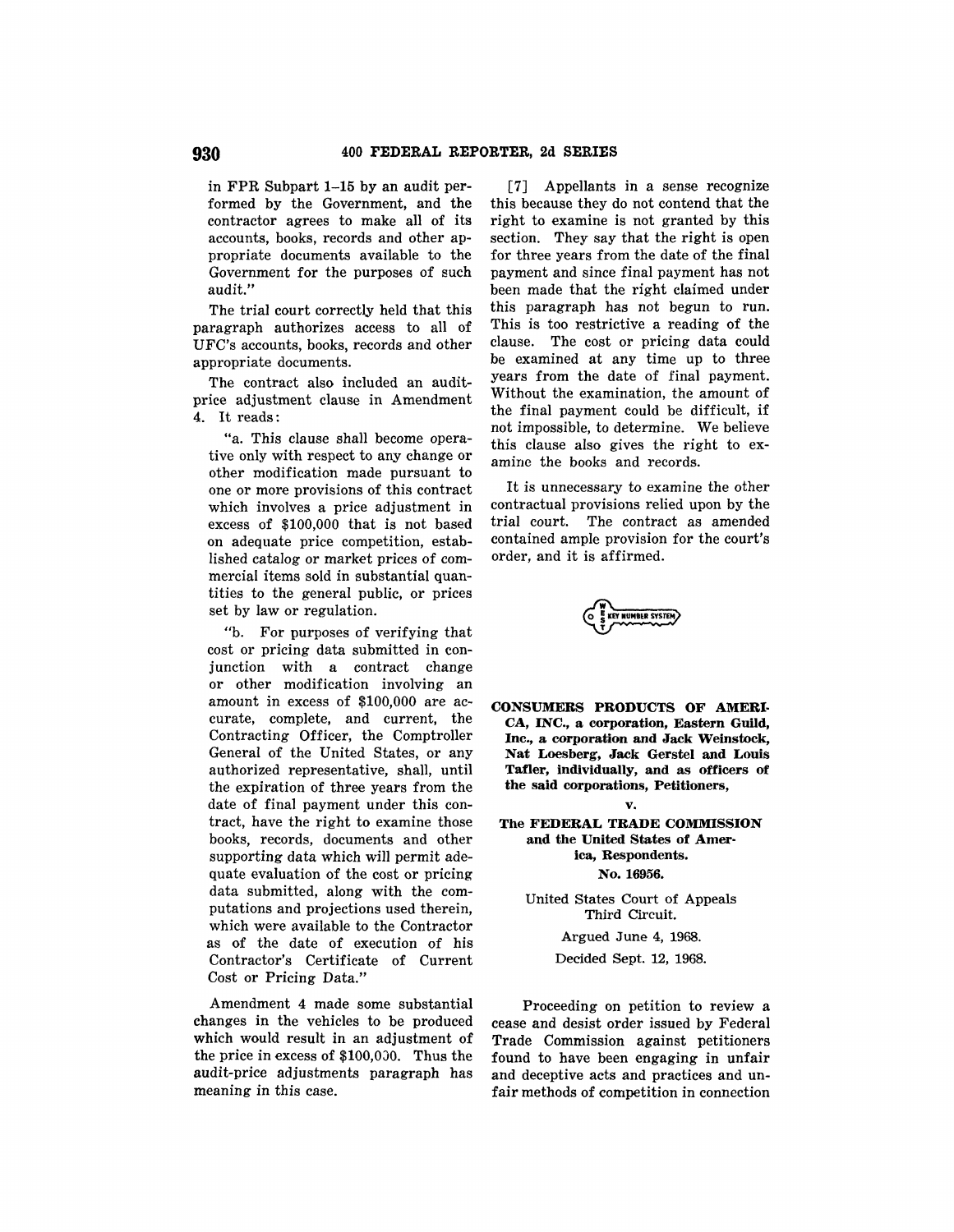in FPR Subpart 1–15 by an audit performed by the Government, and the contractor agrees to make all of its accounts, books, records and other appropriate documents available to the Government for the purposes of such audit."

The trial court correctly held that this paragraph authorizes access to all of UFC's accounts, books, records and other appropriate documents.

The contract also included an audit-price adjustment clause in Amendment 4. It reads:

"a. This clause shall become operative only with respect to any change or other modification made pursuant to one or more provisions of this contract which involves a price adjustment in excess of $100,000 that is not based on adequate price competition, established catalog or market prices of commercial items sold in substantial quantities to the general public, or prices set by law or regulation.

"b. For purposes of verifying that cost or pricing data submitted in conjunction with a contract change or other modification involving an amount in excess of $100,000 are accurate, complete, and current, the Contracting Officer, the Comptroller General of the United States, or any authorized representative, shall, until the expiration of three years from the date of final payment under this contract, have the right to examine those books, records, documents and other supporting data which will permit adequate evaluation of the cost or pricing data submitted, along with the computations and projections used therein, which were available to the Contractor as of the date of execution of his Contractor's Certificate of Current Cost or Pricing Data."

Amendment 4 made some substantial changes in the vehicles to be produced which would result in an adjustment of the price in excess of $100,000. Thus the audit-price adjustments paragraph has meaning in this case.

[7] Appellants in a sense recognize this because they do not contend that the right to examine is not granted by this section. They say that the right is open for three years from the date of the final payment and since final payment has not been made that the right claimed under this paragraph has not begun to run. This is too restrictive a reading of the clause. The cost or pricing data could be examined at any time up to three years from the date of final payment. Without the examination, the amount of the final payment could be difficult, if not impossible, to determine. We believe this clause also gives the right to examine the books and records.

It is unnecessary to examine the other contractual provisions relied upon by the trial court. The contract as amended contained ample provision for the court's order, and it is affirmed.

**CONSUMERS PRODUCTS OF AMERICA, INC., a corporation, Eastern Guild, Inc., a corporation and Jack Weinstock, Nat Loesberg, Jack Gerstel and Louis Tafler, individually, and as officers of the said corporations, Petitioners,**

**v.**

**The FEDERAL TRADE COMMISSION and the United States of America, Respondents.**

**No. 16956.**

United States Court of Appeals
Third Circuit.

Argued June 4, 1968.

Decided Sept. 12, 1968.

Proceeding on petition to review a cease and desist order issued by Federal Trade Commission against petitioners found to have been engaging in unfair and deceptive acts and practices and unfair methods of competition in connection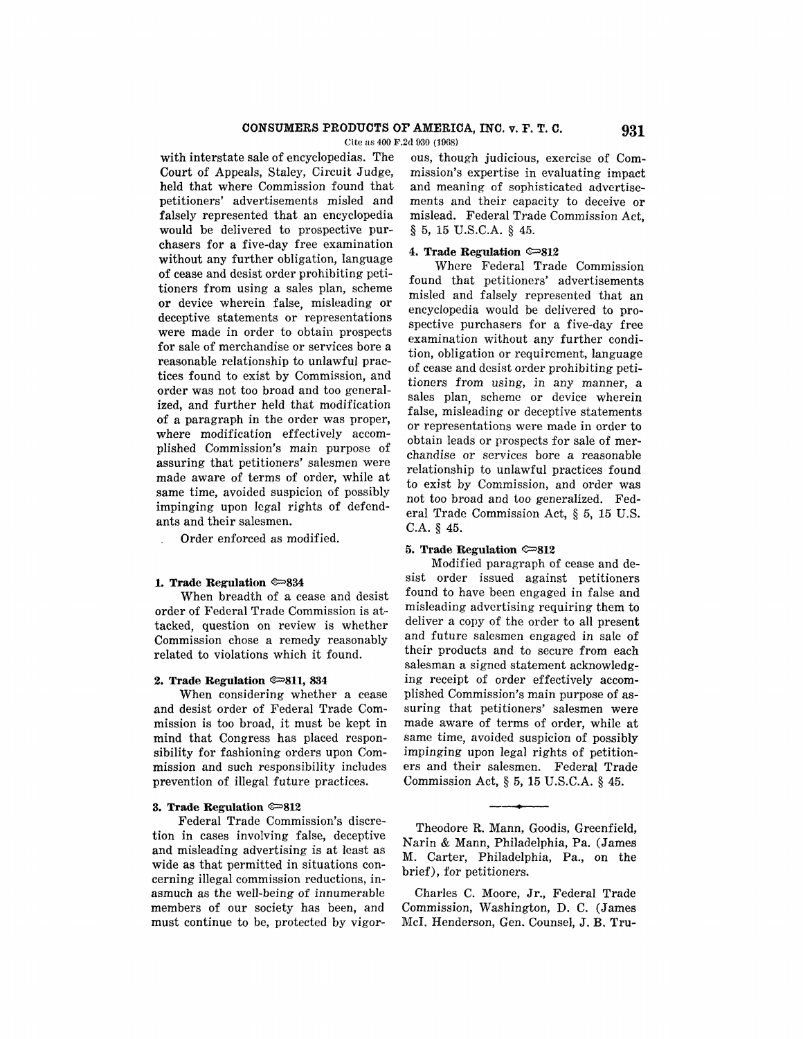with interstate sale of encyclopedias. The Court of Appeals, Staley, Circuit Judge, held that where Commission found that petitioners' advertisements misled and falsely represented that an encyclopedia would be delivered to prospective purchasers for a five-day free examination without any further obligation, language of cease and desist order prohibiting petitioners from using a sales plan, scheme or device wherein false, misleading or deceptive statements or representations were made in order to obtain prospects for sale of merchandise or services bore a reasonable relationship to unlawful practices found to exist by Commission, and order was not too broad and too generalized, and further held that modification of a paragraph in the order was proper, where modification effectively accomplished Commission's main purpose of assuring that petitioners' salesmen were made aware of terms of order, while at same time, avoided suspicion of possibly impinging upon legal rights of defendants and their salesmen.

Order enforced as modified.

**1. Trade Regulation ⟹834**

When breadth of a cease and desist order of Federal Trade Commission is attacked, question on review is whether Commission chose a remedy reasonably related to violations which it found.

**2. Trade Regulation ⟹811, 834**

When considering whether a cease and desist order of Federal Trade Commission is too broad, it must be kept in mind that Congress has placed responsibility for fashioning orders upon Commission and such responsibility includes prevention of illegal future practices.

**3. Trade Regulation ⟹812**

Federal Trade Commission's discretion in cases involving false, deceptive and misleading advertising is at least as wide as that permitted in situations concerning illegal commission reductions, inasmuch as the well-being of innumerable members of our society has been, and must continue to be, protected by vigorous, though judicious, exercise of Commission's expertise in evaluating impact and meaning of sophisticated advertisements and their capacity to deceive or mislead. Federal Trade Commission Act, § 5, 15 U.S.C.A. § 45.

**4. Trade Regulation ⟹812**

Where Federal Trade Commission found that petitioners' advertisements misled and falsely represented that an encyclopedia would be delivered to prospective purchasers for a five-day free examination without any further condition, obligation or requirement, language of cease and desist order prohibiting petitioners from using, in any manner, a sales plan, scheme or device wherein false, misleading or deceptive statements or representations were made in order to obtain leads or prospects for sale of merchandise or services bore a reasonable relationship to unlawful practices found to exist by Commission, and order was not too broad and too generalized. Federal Trade Commission Act, § 5, 15 U.S.C.A. § 45.

**5. Trade Regulation ⟹812**

Modified paragraph of cease and desist order issued against petitioners found to have been engaged in false and misleading advertising requiring them to deliver a copy of the order to all present and future salesmen engaged in sale of their products and to secure from each salesman a signed statement acknowledging receipt of order effectively accomplished Commission's main purpose of assuring that petitioners' salesmen were made aware of terms of order, while at same time, avoided suspicion of possibly impinging upon legal rights of petitioners and their salesmen. Federal Trade Commission Act, § 5, 15 U.S.C.A. § 45.

---

Theodore R. Mann, Goodis, Greenfield, Narin & Mann, Philadelphia, Pa. (James M. Carter, Philadelphia, Pa., on the brief), for petitioners.

Charles C. Moore, Jr., Federal Trade Commission, Washington, D. C. (James McI. Henderson, Gen. Counsel, J. B. Tru-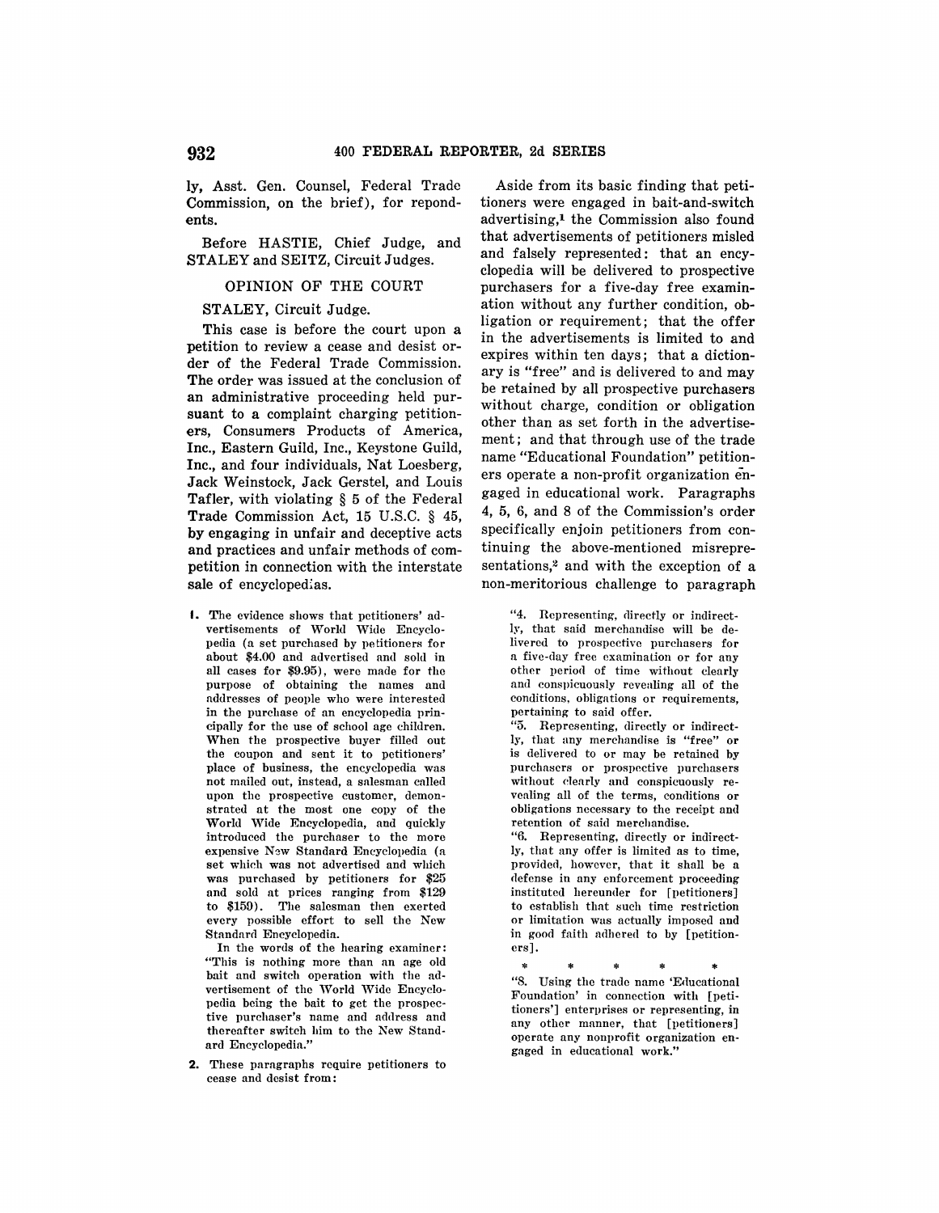ly, Asst. Gen. Counsel, Federal Trade Commission, on the brief), for repondents.

Before HASTIE, Chief Judge, and STALEY and SEITZ, Circuit Judges.

## OPINION OF THE COURT

STALEY, Circuit Judge.

This case is before the court upon a petition to review a cease and desist order of the Federal Trade Commission. The order was issued at the conclusion of an administrative proceeding held pursuant to a complaint charging petitioners, Consumers Products of America, Inc., Eastern Guild, Inc., Keystone Guild, Inc., and four individuals, Nat Loesberg, Jack Weinstock, Jack Gerstel, and Louis Tafler, with violating § 5 of the Federal Trade Commission Act, 15 U.S.C. § 45, by engaging in unfair and deceptive acts and practices and unfair methods of competition in connection with the interstate sale of encyclopedias.

Aside from its basic finding that petitioners were engaged in bait-and-switch advertising,[1] the Commission also found that advertisements of petitioners misled and falsely represented: that an encyclopedia will be delivered to prospective purchasers for a five-day free examination without any further condition, obligation or requirement; that the offer in the advertisements is limited to and expires within ten days; that a dictionary is "free" and is delivered to and may be retained by all prospective purchasers without charge, condition or obligation other than as set forth in the advertisement; and that through use of the trade name "Educational Foundation" petitioners operate a non-profit organization engaged in educational work. Paragraphs 4, 5, 6, and 8 of the Commission's order specifically enjoin petitioners from continuing the above-mentioned misrepresentations,[2] and with the exception of a non-meritorious challenge to paragraph

1. The evidence shows that petitioners' advertisements of World Wide Encyclopedia (a set purchased by petitioners for about $4.00 and advertised and sold in all cases for $9.95), were made for the purpose of obtaining the names and addresses of people who were interested in the purchase of an encyclopedia principally for the use of school age children. When the prospective buyer filled out the coupon and sent it to petitioners' place of business, the encyclopedia was not mailed out, instead, a salesman called upon the prospective customer, demonstrated at the most one copy of the World Wide Encyclopedia, and quickly introduced the purchaser to the more expensive New Standard Encyclopedia (a set which was not advertised and which was purchased by petitioners for $25 and sold at prices ranging from $129 to $159). The salesman then exerted every possible effort to sell the New Standard Encyclopedia.

In the words of the hearing examiner: "This is nothing more than an age old bait and switch operation with the advertisement of the World Wide Encyclopedia being the bait to get the prospective purchaser's name and address and thereafter switch him to the New Standard Encyclopedia."

2. These paragraphs require petitioners to cease and desist from:

"4. Representing, directly or indirectly, that said merchandise will be delivered to prospective purchasers for a five-day free examination or for any other period of time without clearly and conspicuously revealing all of the conditions, obligations or requirements, pertaining to said offer.

"5. Representing, directly or indirectly, that any merchandise is "free" or is delivered to or may be retained by purchasers or prospective purchasers without clearly and conspicuously revealing all of the terms, conditions or obligations necessary to the receipt and retention of said merchandise.

"6. Representing, directly or indirectly, that any offer is limited as to time, provided, however, that it shall be a defense in any enforcement proceeding instituted hereunder for [petitioners] to establish that such time restriction or limitation was actually imposed and in good faith adhered to by [petitioners].

\* \* \* \* \*

"8. Using the trade name 'Educational Foundation' in connection with [petitioners'] enterprises or representing, in any other manner, that [petitioners] operate any nonprofit organization engaged in educational work."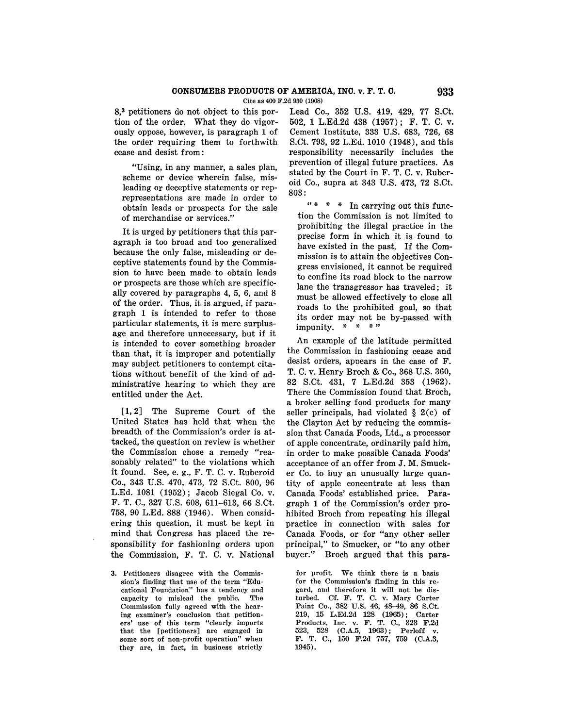8,[3] petitioners do not object to this portion of the order. What they do vigorously oppose, however, is paragraph 1 of the order requiring them to forthwith cease and desist from:

> "Using, in any manner, a sales plan, scheme or device wherein false, misleading or deceptive statements or representations are made in order to obtain leads or prospects for the sale of merchandise or services."

It is urged by petitioners that this paragraph is too broad and too generalized because the only false, misleading or deceptive statements found by the Commission to have been made to obtain leads or prospects are those which are specifically covered by paragraphs 4, 5, 6, and 8 of the order. Thus, it is argued, if paragraph 1 is intended to refer to those particular statements, it is mere surplusage and therefore unnecessary, but if it is intended to cover something broader than that, it is improper and potentially may subject petitioners to contempt citations without benefit of the kind of administrative hearing to which they are entitled under the Act.

[1, 2] The Supreme Court of the United States has held that when the breadth of the Commission's order is attacked, the question on review is whether the Commission chose a remedy "reasonably related" to the violations which it found. See, e. g., F. T. C. v. Ruberoid Co., 343 U.S. 470, 473, 72 S.Ct. 800, 96 L.Ed. 1081 (1952); Jacob Siegal Co. v. F. T. C., 327 U.S. 608, 611–613, 66 S.Ct. 758, 90 L.Ed. 888 (1946). When considering this question, it must be kept in mind that Congress has placed the responsibility for fashioning orders upon the Commission, F. T. C. v. National Lead Co., 352 U.S. 419, 429, 77 S.Ct. 502, 1 L.Ed.2d 438 (1957); F. T. C. v. Cement Institute, 333 U.S. 683, 726, 68 S.Ct. 793, 92 L.Ed. 1010 (1948), and this responsibility necessarily includes the prevention of illegal future practices. As stated by the Court in F. T. C. v. Ruberoid Co., supra at 343 U.S. 473, 72 S.Ct. 803:

> "* * * In carrying out this function the Commission is not limited to prohibiting the illegal practice in the precise form in which it is found to have existed in the past. If the Commission is to attain the objectives Congress envisioned, it cannot be required to confine its road block to the narrow lane the transgressor has traveled; it must be allowed effectively to close all roads to the prohibited goal, so that its order may not be by-passed with impunity. * * *"

An example of the latitude permitted the Commission in fashioning cease and desist orders, appears in the case of F. T. C. v. Henry Broch & Co., 368 U.S. 360, 82 S.Ct. 431, 7 L.Ed.2d 353 (1962). There the Commission found that Broch, a broker selling food products for many seller principals, had violated § 2(c) of the Clayton Act by reducing the commission that Canada Foods, Ltd., a processor of apple concentrate, ordinarily paid him, in order to make possible Canada Foods' acceptance of an offer from J. M. Smucker Co. to buy an unusually large quantity of apple concentrate at less than Canada Foods' established price. Paragraph 1 of the Commission's order prohibited Broch from repeating his illegal practice in connection with sales for Canada Foods, or for "any other seller principal," to Smucker, or "to any other buyer." Broch argued that this para-

---

3. Petitioners disagree with the Commission's finding that use of the term "Educational Foundation" has a tendency and capacity to mislead the public. The Commission fully agreed with the hearing examiner's conclusion that petitioners' use of this term "clearly imports that the [petitioners] are engaged in some sort of non-profit operation" when they are, in fact, in business strictly for profit. We think there is a basis for the Commission's finding in this regard, and therefore it will not be disturbed. Cf. F. T. C. v. Mary Carter Paint Co., 382 U.S. 46, 48–49, 86 S.Ct. 219, 15 L.Ed.2d 128 (1965); Carter Products, Inc. v. F. T. C., 323 F.2d 523, 528 (C.A.5, 1963); Perloff v. F. T. C., 150 F.2d 757, 759 (C.A.3, 1945).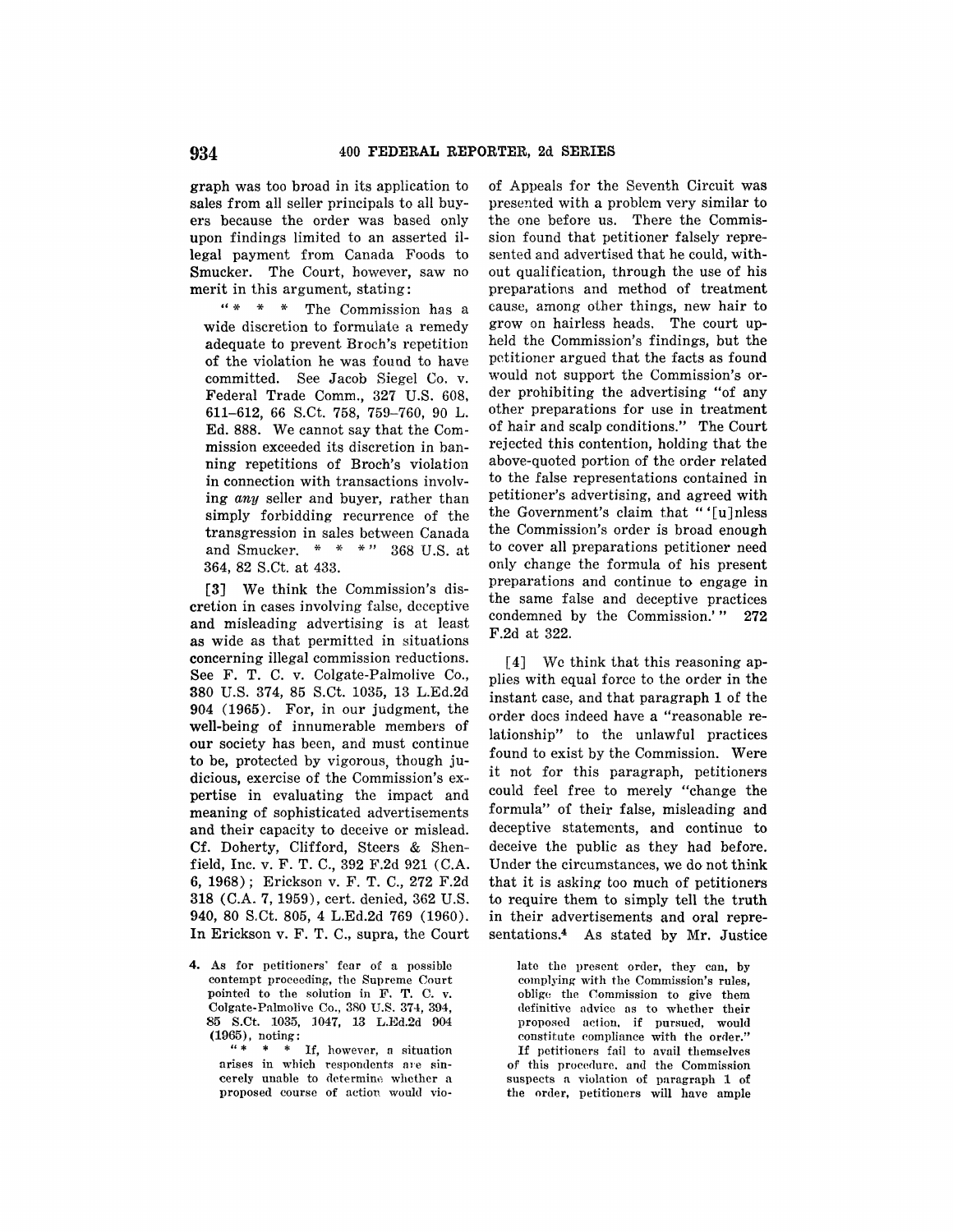graph was too broad in its application to sales from all seller principals to all buyers because the order was based only upon findings limited to an asserted illegal payment from Canada Foods to Smucker. The Court, however, saw no merit in this argument, stating:

> "* * * The Commission has a wide discretion to formulate a remedy adequate to prevent Broch's repetition of the violation he was found to have committed. See Jacob Siegel Co. v. Federal Trade Comm., 327 U.S. 608, 611–612, 66 S.Ct. 758, 759–760, 90 L. Ed. 888. We cannot say that the Commission exceeded its discretion in banning repetitions of Broch's violation in connection with transactions involving *any* seller and buyer, rather than simply forbidding recurrence of the transgression in sales between Canada and Smucker. * * *" 368 U.S. at 364, 82 S.Ct. at 433.

[3] We think the Commission's discretion in cases involving false, deceptive and misleading advertising is at least as wide as that permitted in situations concerning illegal commission reductions. See F. T. C. v. Colgate-Palmolive Co., 380 U.S. 374, 85 S.Ct. 1035, 13 L.Ed.2d 904 (1965). For, in our judgment, the well-being of innumerable members of our society has been, and must continue to be, protected by vigorous, though judicious, exercise of the Commission's expertise in evaluating the impact and meaning of sophisticated advertisements and their capacity to deceive or mislead. Cf. Doherty, Clifford, Steers & Shenfield, Inc. v. F. T. C., 392 F.2d 921 (C.A. 6, 1968); Erickson v. F. T. C., 272 F.2d 318 (C.A. 7, 1959), cert. denied, 362 U.S. 940, 80 S.Ct. 805, 4 L.Ed.2d 769 (1960). In Erickson v. F. T. C., supra, the Court of Appeals for the Seventh Circuit was presented with a problem very similar to the one before us. There the Commission found that petitioner falsely represented and advertised that he could, without qualification, through the use of his preparations and method of treatment cause, among other things, new hair to grow on hairless heads. The court upheld the Commission's findings, but the petitioner argued that the facts as found would not support the Commission's order prohibiting the advertising "of any other preparations for use in treatment of hair and scalp conditions." The Court rejected this contention, holding that the above-quoted portion of the order related to the false representations contained in petitioner's advertising, and agreed with the Government's claim that "'[u]nless the Commission's order is broad enough to cover all preparations petitioner need only change the formula of his present preparations and continue to engage in the same false and deceptive practices condemned by the Commission.'" 272 F.2d at 322.

[4] We think that this reasoning applies with equal force to the order in the instant case, and that paragraph 1 of the order does indeed have a "reasonable relationship" to the unlawful practices found to exist by the Commission. Were it not for this paragraph, petitioners could feel free to merely "change the formula" of their false, misleading and deceptive statements, and continue to deceive the public as they had before. Under the circumstances, we do not think that it is asking too much of petitioners to require them to simply tell the truth in their advertisements and oral representations.[4] As stated by Mr. Justice

---

4. As for petitioners' fear of a possible contempt proceeding, the Supreme Court pointed to the solution in F. T. C. v. Colgate-Palmolive Co., 380 U.S. 374, 394, 85 S.Ct. 1035, 1047, 13 L.Ed.2d 904 (1965), noting:

   "* * * If, however, a situation arises in which respondents are sincerely unable to determine whether a proposed course of action would violate the present order, they can, by complying with the Commission's rules, oblige the Commission to give them definitive advice as to whether their proposed action, if pursued, would constitute compliance with the order."

   If petitioners fail to avail themselves of this procedure, and the Commission suspects a violation of paragraph 1 of the order, petitioners will have ample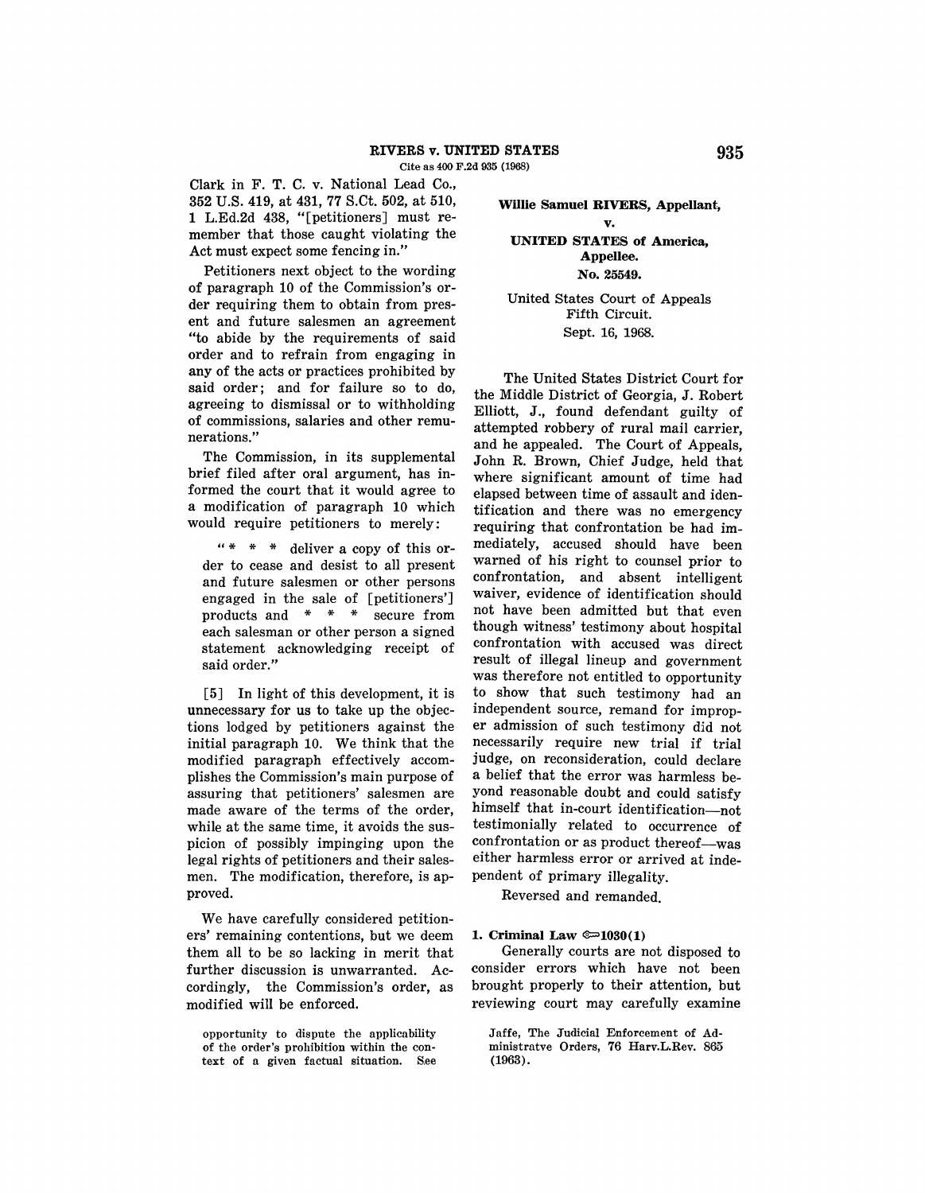Clark in F. T. C. v. National Lead Co., 352 U.S. 419, at 431, 77 S.Ct. 502, at 510, 1 L.Ed.2d 438, "[petitioners] must remember that those caught violating the Act must expect some fencing in."

Petitioners next object to the wording of paragraph 10 of the Commission's order requiring them to obtain from present and future salesmen an agreement "to abide by the requirements of said order and to refrain from engaging in any of the acts or practices prohibited by said order; and for failure so to do, agreeing to dismissal or to withholding of commissions, salaries and other remunerations."

The Commission, in its supplemental brief filed after oral argument, has informed the court that it would agree to a modification of paragraph 10 which would require petitioners to merely:

> "* * * deliver a copy of this order to cease and desist to all present and future salesmen or other persons engaged in the sale of [petitioners'] products and * * * secure from each salesman or other person a signed statement acknowledging receipt of said order."

[5] In light of this development, it is unnecessary for us to take up the objections lodged by petitioners against the initial paragraph 10. We think that the modified paragraph effectively accomplishes the Commission's main purpose of assuring that petitioners' salesmen are made aware of the terms of the order, while at the same time, it avoids the suspicion of possibly impinging upon the legal rights of petitioners and their salesmen. The modification, therefore, is approved.

We have carefully considered petitioners' remaining contentions, but we deem them all to be so lacking in merit that further discussion is unwarranted. Accordingly, the Commission's order, as modified will be enforced.

opportunity to dispute the applicability of the order's prohibition within the context of a given factual situation. See Jaffe, The Judicial Enforcement of Administratve Orders, 76 Harv.L.Rev. 865 (1963).

**Willie Samuel RIVERS, Appellant,**

**v.**

**UNITED STATES of America, Appellee.**

**No. 25549.**

United States Court of Appeals
Fifth Circuit.
Sept. 16, 1968.

The United States District Court for the Middle District of Georgia, J. Robert Elliott, J., found defendant guilty of attempted robbery of rural mail carrier, and he appealed. The Court of Appeals, John R. Brown, Chief Judge, held that where significant amount of time had elapsed between time of assault and identification and there was no emergency requiring that confrontation be had immediately, accused should have been warned of his right to counsel prior to confrontation, and absent intelligent waiver, evidence of identification should not have been admitted but that even though witness' testimony about hospital confrontation with accused was direct result of illegal lineup and government was therefore not entitled to opportunity to show that such testimony had an independent source, remand for improper admission of such testimony did not necessarily require new trial if trial judge, on reconsideration, could declare a belief that the error was harmless beyond reasonable doubt and could satisfy himself that in-court identification—not testimonially related to occurrence of confrontation or as product thereof—was either harmless error or arrived at independent of primary illegality.

Reversed and remanded.

**1. Criminal Law ⚖1030(1)**

Generally courts are not disposed to consider errors which have not been brought properly to their attention, but reviewing court may carefully examine